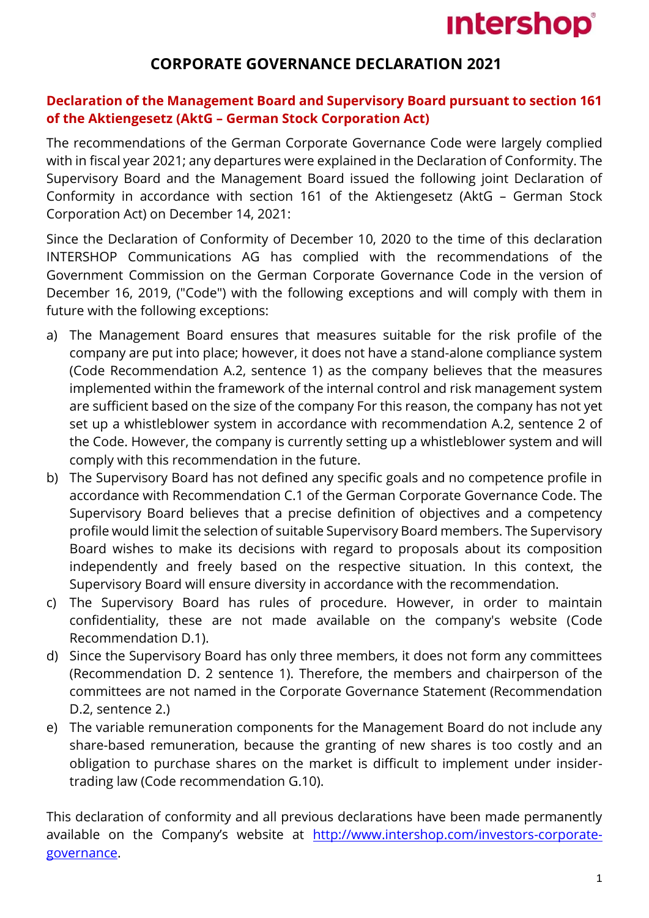# CORPORATE GOVERNANCE DECLARATION 2021

## Declaration of the Management Board and Supervisory Board pursuant to section 161 of the Aktiengesetz (AktG – German Stock Corporation Act)

The recommendations of the German Corporate Governance Code were largely complied with in fiscal year 2021; any departures were explained in the Declaration of Conformity. The Supervisory Board and the Management Board issued the following joint Declaration of Conformity in accordance with section 161 of the Aktiengesetz (AktG – German Stock Corporation Act) on December 14, 2021:

Since the Declaration of Conformity of December 10, 2020 to the time of this declaration INTERSHOP Communications AG has complied with the recommendations of the Government Commission on the German Corporate Governance Code in the version of December 16, 2019, ("Code") with the following exceptions and will comply with them in future with the following exceptions:

a) The Management Board ensures that measures suitable for the risk profile of the company are put into place; however, it does not have a stand-alone compliance system (Code Recommendation A.2, sentence 1) as the company believes that the measures implemented within the framework of the internal control and risk management system are sufficient based on the size of the company For this reason, the company has not yet set up a whistleblower system in accordance with recommendation A.2, sentence 2 of the Code. However, the company is currently setting up a whistleblower system and will comply with this recommendation in the future.

b) The Supervisory Board has not defined any specific goals and no competence profile in accordance with Recommendation C.1 of the German Corporate Governance Code. The Supervisory Board believes that a precise definition of objectives and a competency profile would limit the selection of suitable Supervisory Board members. The Supervisory Board wishes to make its decisions with regard to proposals about its composition independently and freely based on the respective situation. In this context, the Supervisory Board will ensure diversity in accordance with the recommendation.

c) The Supervisory Board has rules of procedure. However, in order to maintain confidentiality, these are not made available on the company's website (Code Recommendation D.1).

d) Since the Supervisory Board has only three members, it does not form any committees (Recommendation D. 2 sentence 1). Therefore, the members and chairperson of the committees are not named in the Corporate Governance Statement (Recommendation D.2, sentence 2.)

e) The variable remuneration components for the Management Board do not include any share-based remuneration, because the granting of new shares is too costly and an obligation to purchase shares on the market is difficult to implement under insider-trading law (Code recommendation G.10).

This declaration of conformity and all previous declarations have been made permanently available on the Company's website at [http://www.intershop.com/investors-corporate-governance](http://www.intershop.com/investors-corporate-governance).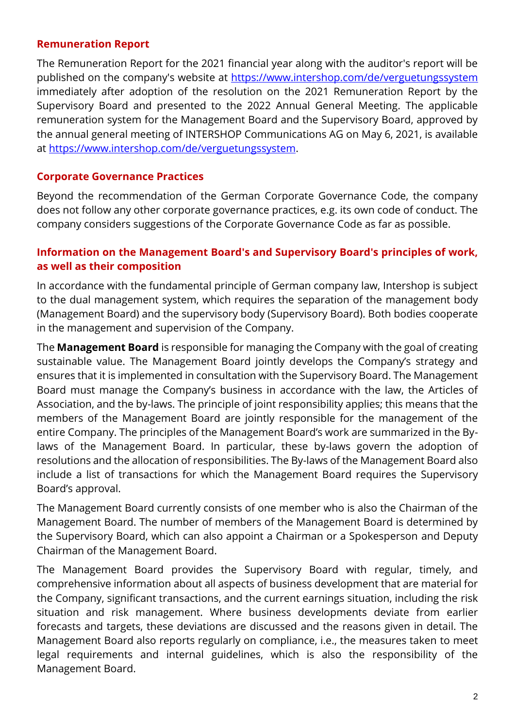## Remuneration Report

The Remuneration Report for the 2021 financial year along with the auditor's report will be published on the company's website at https://www.intershop.com/de/verguetungssystem immediately after adoption of the resolution on the 2021 Remuneration Report by the Supervisory Board and presented to the 2022 Annual General Meeting. The applicable remuneration system for the Management Board and the Supervisory Board, approved by the annual general meeting of INTERSHOP Communications AG on May 6, 2021, is available at https://www.intershop.com/de/verguetungssystem.

## Corporate Governance Practices

Beyond the recommendation of the German Corporate Governance Code, the company does not follow any other corporate governance practices, e.g. its own code of conduct. The company considers suggestions of the Corporate Governance Code as far as possible.

## Information on the Management Board's and Supervisory Board's principles of work, as well as their composition

In accordance with the fundamental principle of German company law, Intershop is subject to the dual management system, which requires the separation of the management body (Management Board) and the supervisory body (Supervisory Board). Both bodies cooperate in the management and supervision of the Company.

The **Management Board** is responsible for managing the Company with the goal of creating sustainable value. The Management Board jointly develops the Company's strategy and ensures that it is implemented in consultation with the Supervisory Board. The Management Board must manage the Company's business in accordance with the law, the Articles of Association, and the by-laws. The principle of joint responsibility applies; this means that the members of the Management Board are jointly responsible for the management of the entire Company. The principles of the Management Board's work are summarized in the By-laws of the Management Board. In particular, these by-laws govern the adoption of resolutions and the allocation of responsibilities. The By-laws of the Management Board also include a list of transactions for which the Management Board requires the Supervisory Board's approval.

The Management Board currently consists of one member who is also the Chairman of the Management Board. The number of members of the Management Board is determined by the Supervisory Board, which can also appoint a Chairman or a Spokesperson and Deputy Chairman of the Management Board.

The Management Board provides the Supervisory Board with regular, timely, and comprehensive information about all aspects of business development that are material for the Company, significant transactions, and the current earnings situation, including the risk situation and risk management. Where business developments deviate from earlier forecasts and targets, these deviations are discussed and the reasons given in detail. The Management Board also reports regularly on compliance, i.e., the measures taken to meet legal requirements and internal guidelines, which is also the responsibility of the Management Board.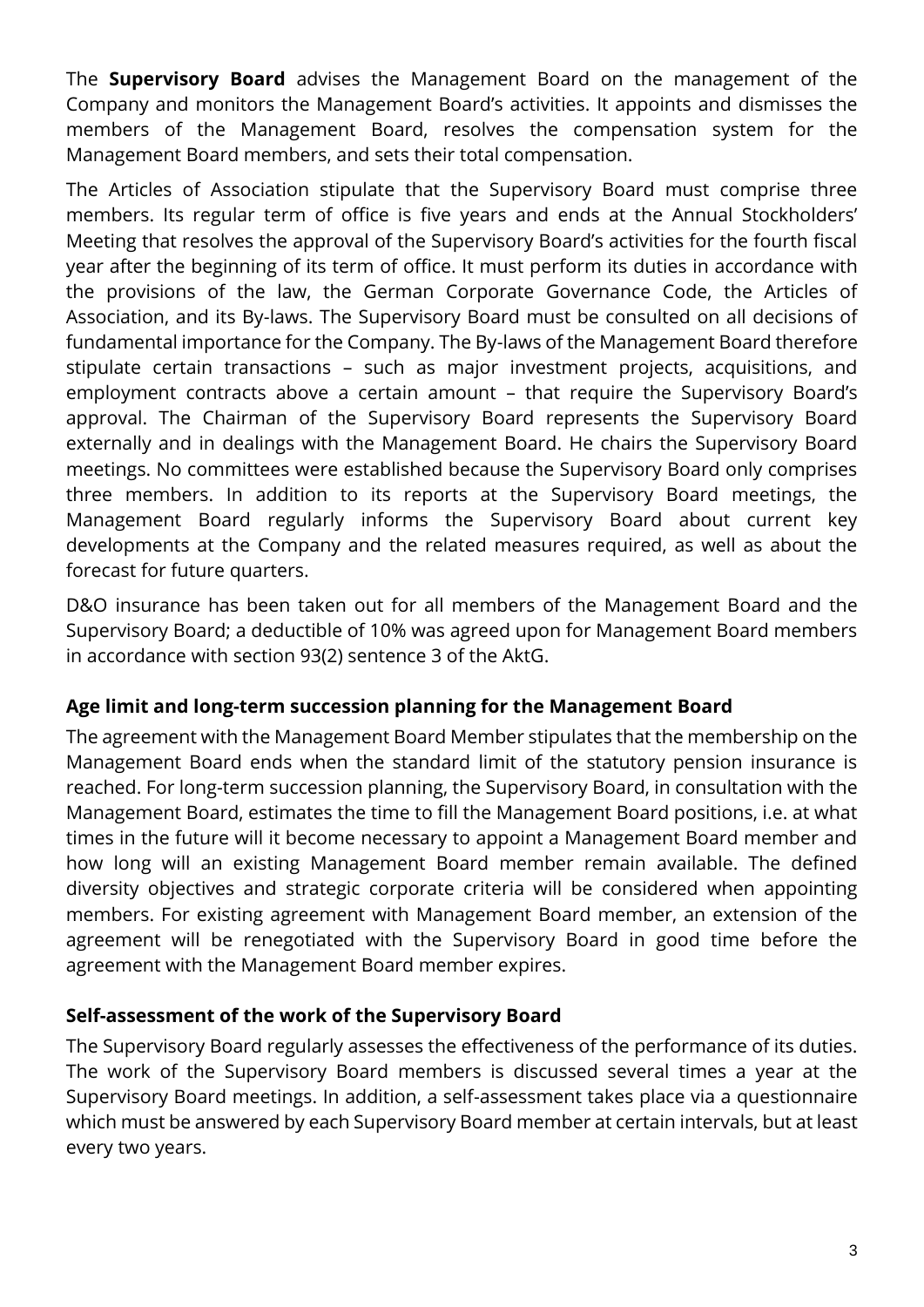The **Supervisory Board** advises the Management Board on the management of the Company and monitors the Management Board's activities. It appoints and dismisses the members of the Management Board, resolves the compensation system for the Management Board members, and sets their total compensation.

The Articles of Association stipulate that the Supervisory Board must comprise three members. Its regular term of office is five years and ends at the Annual Stockholders' Meeting that resolves the approval of the Supervisory Board's activities for the fourth fiscal year after the beginning of its term of office. It must perform its duties in accordance with the provisions of the law, the German Corporate Governance Code, the Articles of Association, and its By-laws. The Supervisory Board must be consulted on all decisions of fundamental importance for the Company. The By-laws of the Management Board therefore stipulate certain transactions – such as major investment projects, acquisitions, and employment contracts above a certain amount – that require the Supervisory Board's approval. The Chairman of the Supervisory Board represents the Supervisory Board externally and in dealings with the Management Board. He chairs the Supervisory Board meetings. No committees were established because the Supervisory Board only comprises three members. In addition to its reports at the Supervisory Board meetings, the Management Board regularly informs the Supervisory Board about current key developments at the Company and the related measures required, as well as about the forecast for future quarters.

D&O insurance has been taken out for all members of the Management Board and the Supervisory Board; a deductible of 10% was agreed upon for Management Board members in accordance with section 93(2) sentence 3 of the AktG.

### Age limit and long-term succession planning for the Management Board

The agreement with the Management Board Member stipulates that the membership on the Management Board ends when the standard limit of the statutory pension insurance is reached. For long-term succession planning, the Supervisory Board, in consultation with the Management Board, estimates the time to fill the Management Board positions, i.e. at what times in the future will it become necessary to appoint a Management Board member and how long will an existing Management Board member remain available. The defined diversity objectives and strategic corporate criteria will be considered when appointing members. For existing agreement with Management Board member, an extension of the agreement will be renegotiated with the Supervisory Board in good time before the agreement with the Management Board member expires.

### Self-assessment of the work of the Supervisory Board

The Supervisory Board regularly assesses the effectiveness of the performance of its duties. The work of the Supervisory Board members is discussed several times a year at the Supervisory Board meetings. In addition, a self-assessment takes place via a questionnaire which must be answered by each Supervisory Board member at certain intervals, but at least every two years.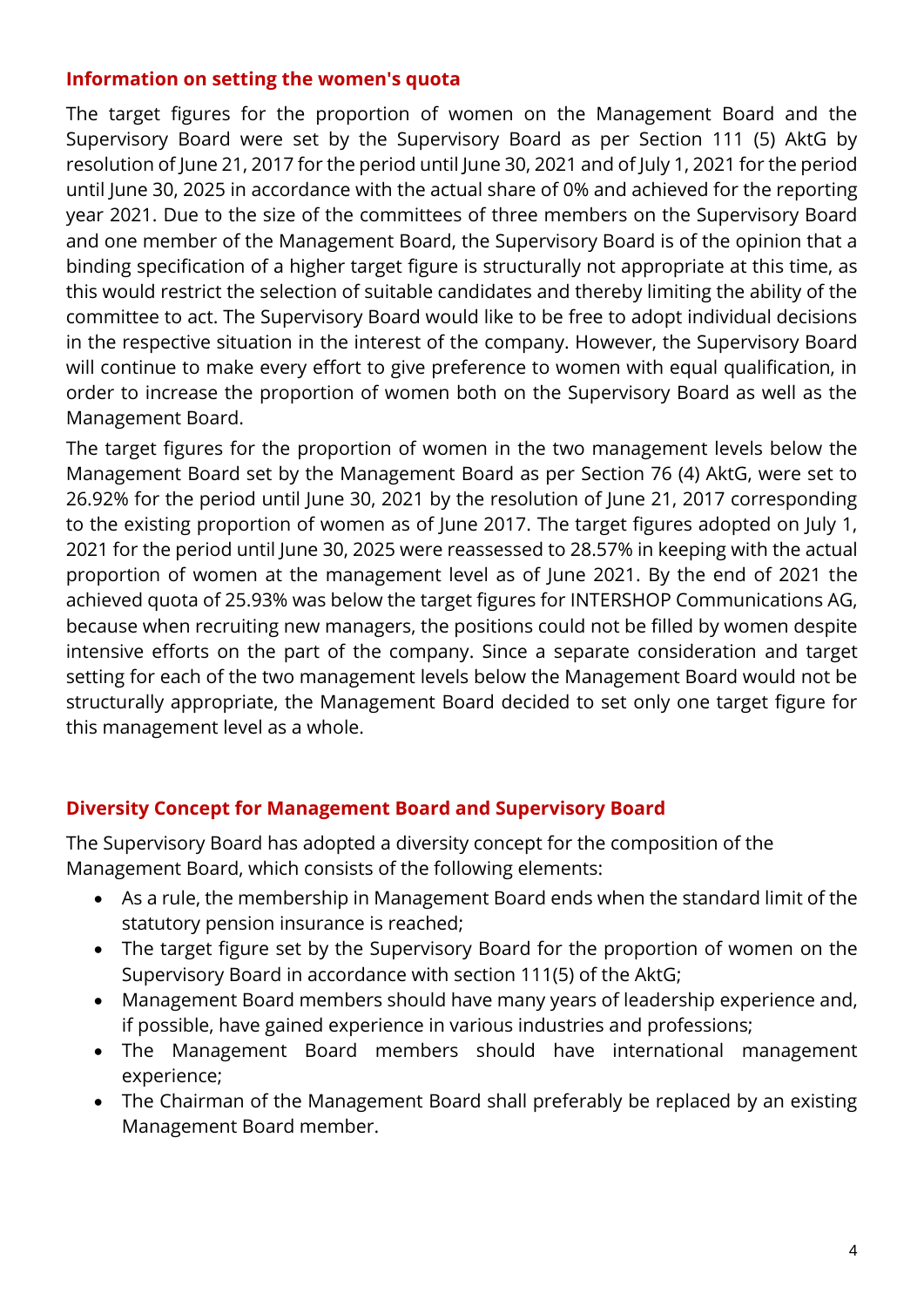## Information on setting the women's quota

The target figures for the proportion of women on the Management Board and the Supervisory Board were set by the Supervisory Board as per Section 111 (5) AktG by resolution of June 21, 2017 for the period until June 30, 2021 and of July 1, 2021 for the period until June 30, 2025 in accordance with the actual share of 0% and achieved for the reporting year 2021. Due to the size of the committees of three members on the Supervisory Board and one member of the Management Board, the Supervisory Board is of the opinion that a binding specification of a higher target figure is structurally not appropriate at this time, as this would restrict the selection of suitable candidates and thereby limiting the ability of the committee to act. The Supervisory Board would like to be free to adopt individual decisions in the respective situation in the interest of the company. However, the Supervisory Board will continue to make every effort to give preference to women with equal qualification, in order to increase the proportion of women both on the Supervisory Board as well as the Management Board.

The target figures for the proportion of women in the two management levels below the Management Board set by the Management Board as per Section 76 (4) AktG, were set to 26.92% for the period until June 30, 2021 by the resolution of June 21, 2017 corresponding to the existing proportion of women as of June 2017. The target figures adopted on July 1, 2021 for the period until June 30, 2025 were reassessed to 28.57% in keeping with the actual proportion of women at the management level as of June 2021. By the end of 2021 the achieved quota of 25.93% was below the target figures for INTERSHOP Communications AG, because when recruiting new managers, the positions could not be filled by women despite intensive efforts on the part of the company. Since a separate consideration and target setting for each of the two management levels below the Management Board would not be structurally appropriate, the Management Board decided to set only one target figure for this management level as a whole.

## Diversity Concept for Management Board and Supervisory Board

The Supervisory Board has adopted a diversity concept for the composition of the Management Board, which consists of the following elements:

- As a rule, the membership in Management Board ends when the standard limit of the statutory pension insurance is reached;
- The target figure set by the Supervisory Board for the proportion of women on the Supervisory Board in accordance with section 111(5) of the AktG;
- Management Board members should have many years of leadership experience and, if possible, have gained experience in various industries and professions;
- The Management Board members should have international management experience;
- The Chairman of the Management Board shall preferably be replaced by an existing Management Board member.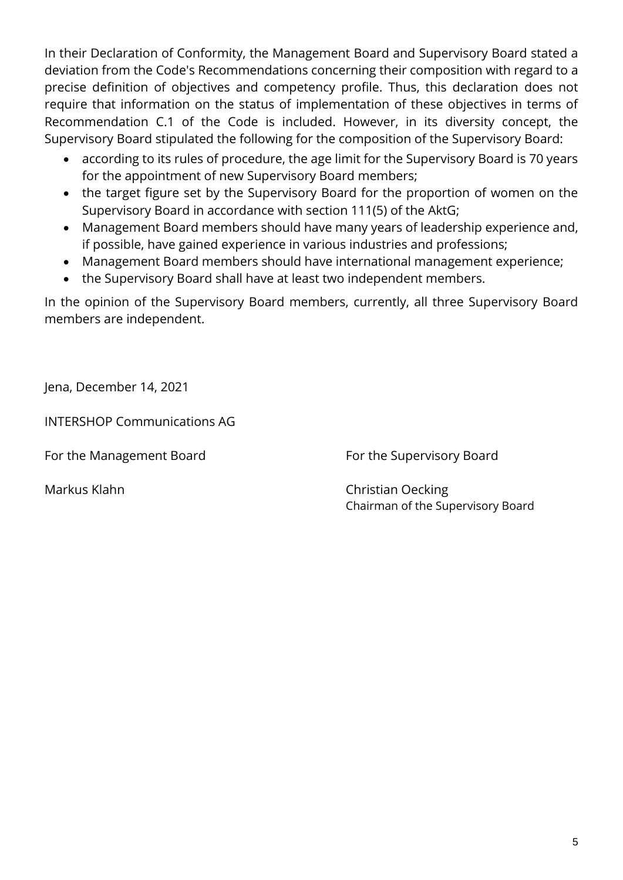In their Declaration of Conformity, the Management Board and Supervisory Board stated a deviation from the Code's Recommendations concerning their composition with regard to a precise definition of objectives and competency profile. Thus, this declaration does not require that information on the status of implementation of these objectives in terms of Recommendation C.1 of the Code is included. However, in its diversity concept, the Supervisory Board stipulated the following for the composition of the Supervisory Board:

- according to its rules of procedure, the age limit for the Supervisory Board is 70 years for the appointment of new Supervisory Board members;
- the target figure set by the Supervisory Board for the proportion of women on the Supervisory Board in accordance with section 111(5) of the AktG;
- Management Board members should have many years of leadership experience and, if possible, have gained experience in various industries and professions;
- Management Board members should have international management experience;
- the Supervisory Board shall have at least two independent members.

In the opinion of the Supervisory Board members, currently, all three Supervisory Board members are independent.

Jena, December 14, 2021

INTERSHOP Communications AG

For the Management Board

Markus Klahn

For the Supervisory Board

Christian Oecking
Chairman of the Supervisory Board